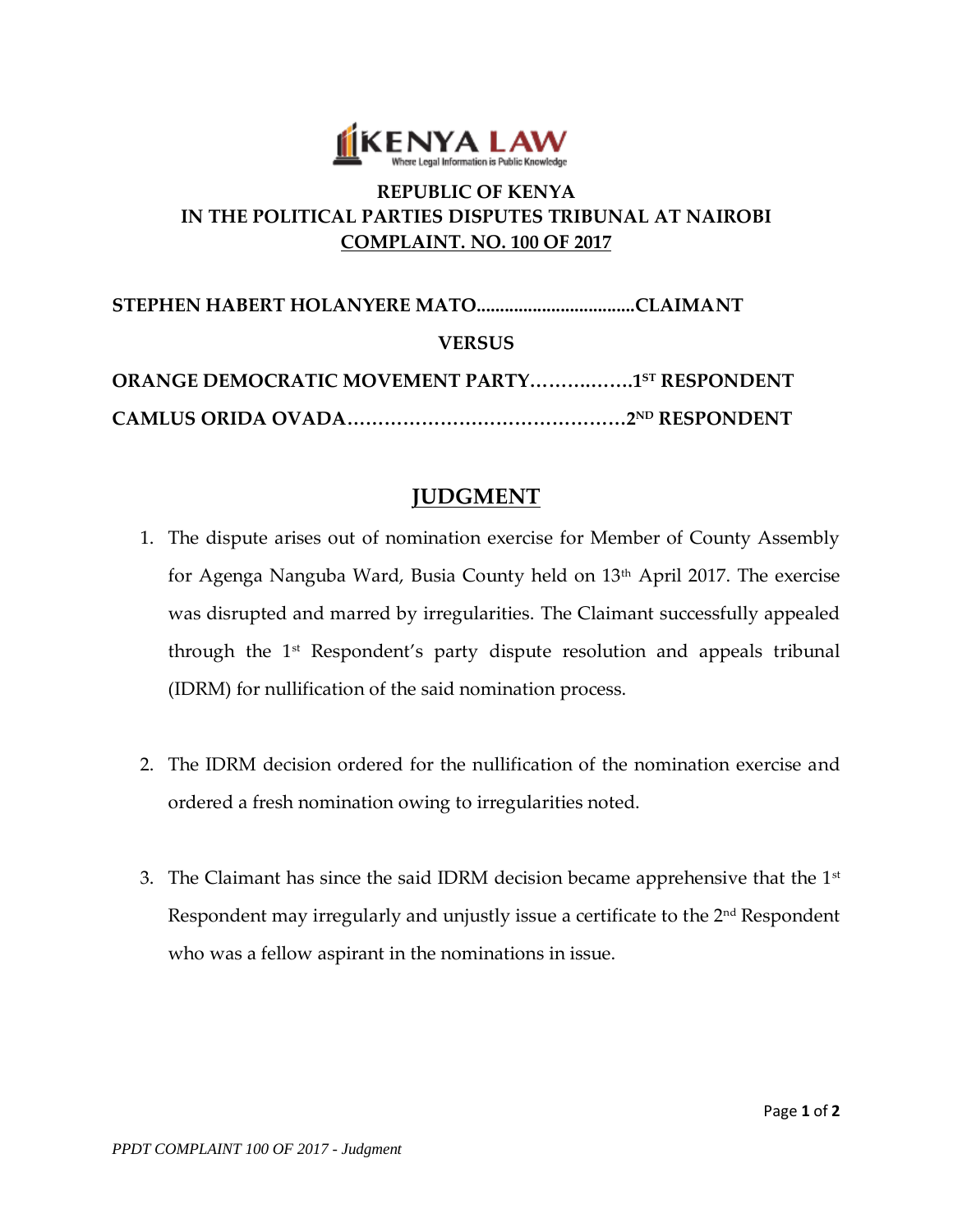**REPUBLIC OF KENYA**
**IN THE POLITICAL PARTIES DISPUTES TRIBUNAL AT NAIROBI**
**COMPLAINT. NO. 100 OF 2017**

**STEPHEN HABERT HOLANYERE MATO..................................CLAIMANT**

**VERSUS**

**ORANGE DEMOCRATIC MOVEMENT PARTY…………….1ST RESPONDENT**

**CAMLUS ORIDA OVADA………………………………………2ND RESPONDENT**

# JUDGMENT

1. The dispute arises out of nomination exercise for Member of County Assembly for Agenga Nanguba Ward, Busia County held on 13th April 2017. The exercise was disrupted and marred by irregularities. The Claimant successfully appealed through the 1st Respondent's party dispute resolution and appeals tribunal (IDRM) for nullification of the said nomination process.

2. The IDRM decision ordered for the nullification of the nomination exercise and ordered a fresh nomination owing to irregularities noted.

3. The Claimant has since the said IDRM decision became apprehensive that the 1st Respondent may irregularly and unjustly issue a certificate to the 2nd Respondent who was a fellow aspirant in the nominations in issue.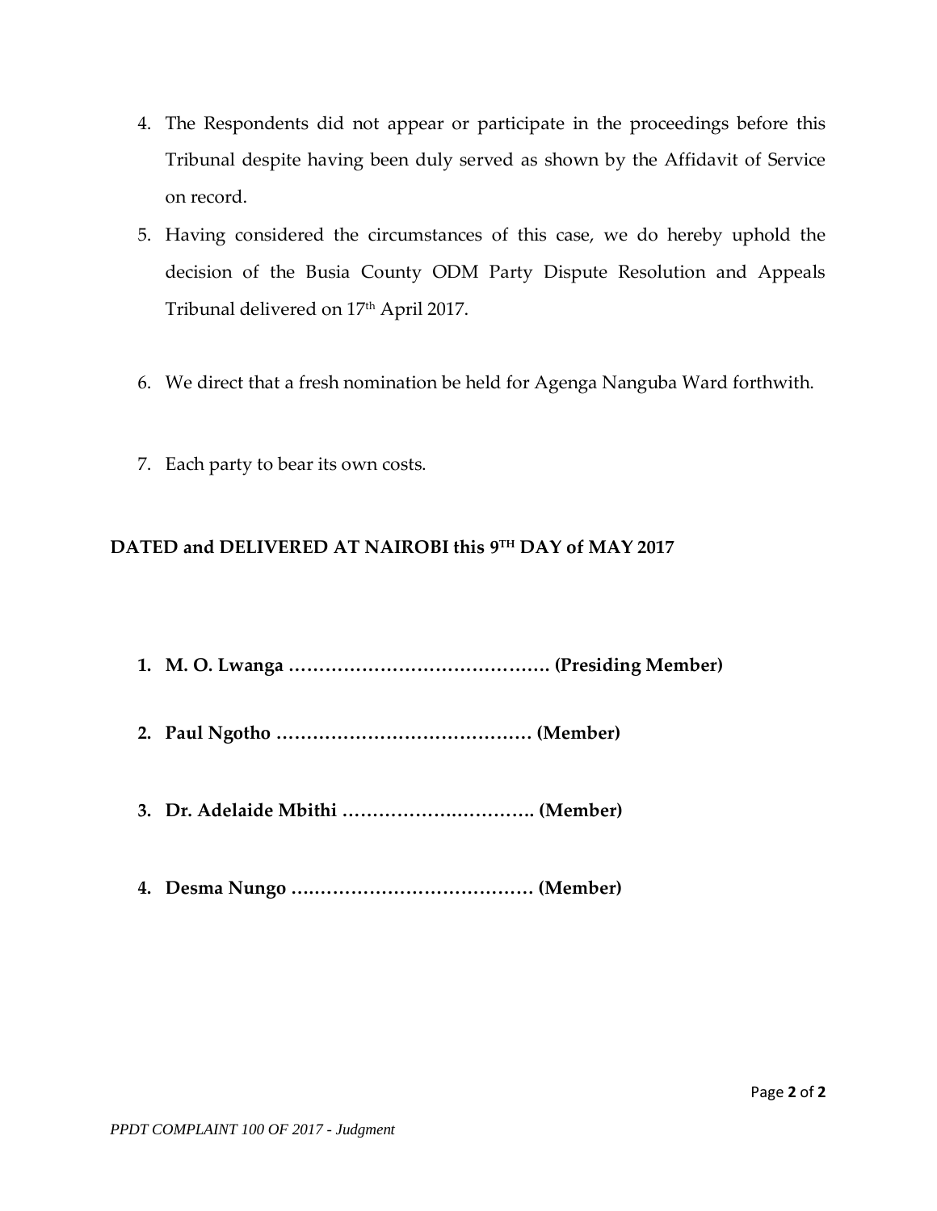4. The Respondents did not appear or participate in the proceedings before this Tribunal despite having been duly served as shown by the Affidavit of Service on record.
5. Having considered the circumstances of this case, we do hereby uphold the decision of the Busia County ODM Party Dispute Resolution and Appeals Tribunal delivered on 17th April 2017.
6. We direct that a fresh nomination be held for Agenga Nanguba Ward forthwith.
7. Each party to bear its own costs.

**DATED and DELIVERED AT NAIROBI this 9TH DAY of MAY 2017**

1. **M. O. Lwanga ……………………………………. (Presiding Member)**
2. **Paul Ngotho …………………………………… (Member)**
3. **Dr. Adelaide Mbithi ………………….………. (Member)**
4. **Desma Nungo ….………………………………. (Member)**